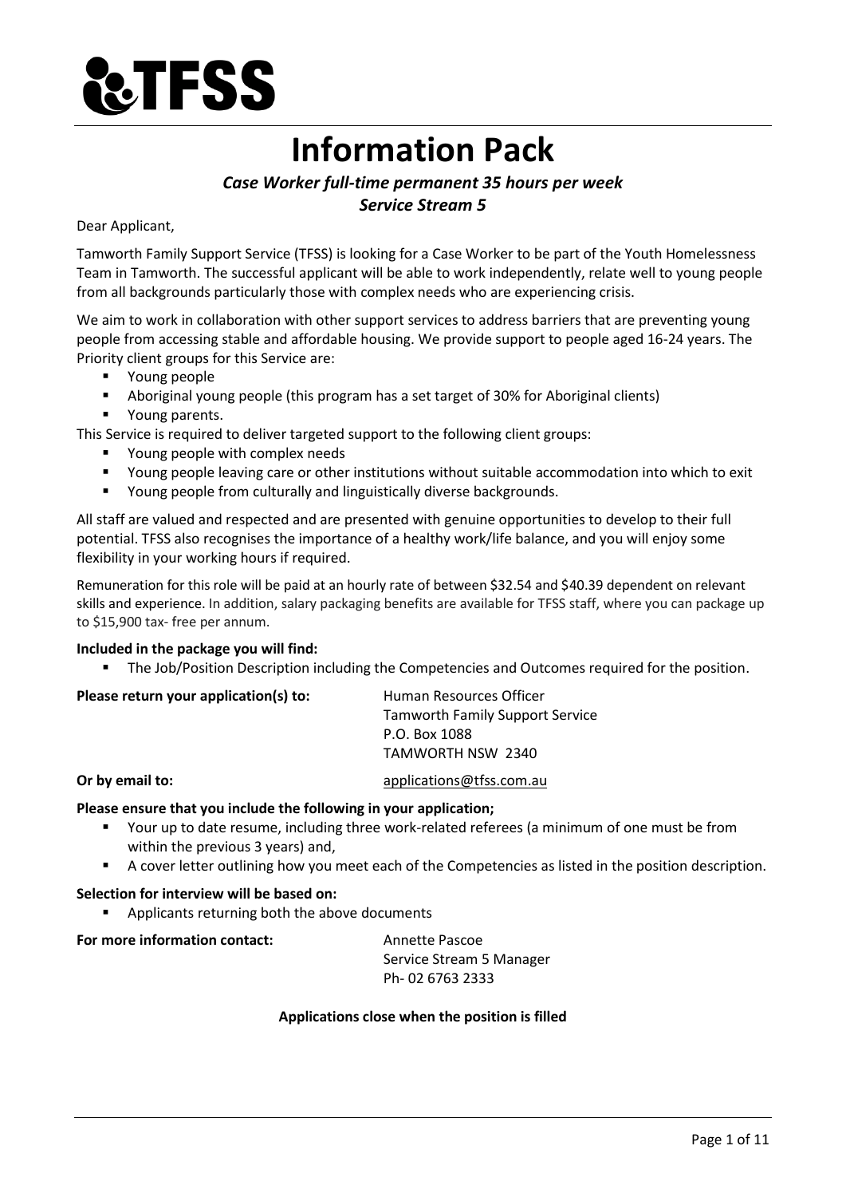# TFSS

# Information Pack

### *Case Worker full-time permanent 35 hours per week*
### *Service Stream 5*

Dear Applicant,

Tamworth Family Support Service (TFSS) is looking for a Case Worker to be part of the Youth Homelessness Team in Tamworth. The successful applicant will be able to work independently, relate well to young people from all backgrounds particularly those with complex needs who are experiencing crisis.

We aim to work in collaboration with other support services to address barriers that are preventing young people from accessing stable and affordable housing. We provide support to people aged 16-24 years. The Priority client groups for this Service are:

- Young people
- Aboriginal young people (this program has a set target of 30% for Aboriginal clients)
- Young parents.

This Service is required to deliver targeted support to the following client groups:

- Young people with complex needs
- Young people leaving care or other institutions without suitable accommodation into which to exit
- Young people from culturally and linguistically diverse backgrounds.

All staff are valued and respected and are presented with genuine opportunities to develop to their full potential. TFSS also recognises the importance of a healthy work/life balance, and you will enjoy some flexibility in your working hours if required.

Remuneration for this role will be paid at an hourly rate of between $32.54 and $40.39 dependent on relevant skills and experience. In addition, salary packaging benefits are available for TFSS staff, where you can package up to $15,900 tax- free per annum.

**Included in the package you will find:**

- The Job/Position Description including the Competencies and Outcomes required for the position.

**Please return your application(s) to:**
Human Resources Officer
Tamworth Family Support Service
P.O. Box 1088
TAMWORTH NSW 2340

**Or by email to:** applications@tfss.com.au

**Please ensure that you include the following in your application;**

- Your up to date resume, including three work-related referees (a minimum of one must be from within the previous 3 years) and,
- A cover letter outlining how you meet each of the Competencies as listed in the position description.

**Selection for interview will be based on:**

- Applicants returning both the above documents

**For more information contact:**
Annette Pascoe
Service Stream 5 Manager
Ph- 02 6763 2333

**Applications close when the position is filled**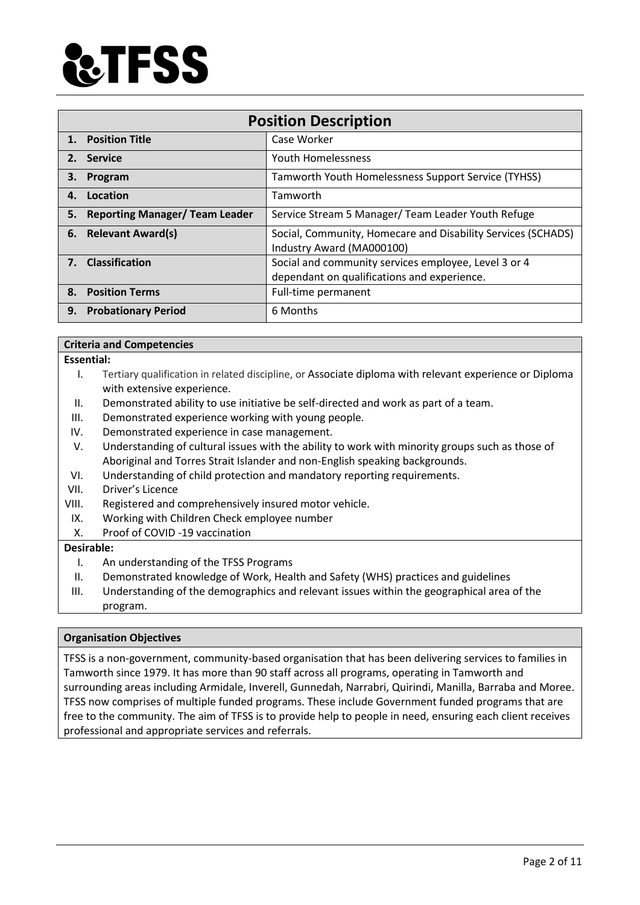# TFSS

| Position Description | |
|---|---|
| **1. Position Title** | Case Worker |
| **2. Service** | Youth Homelessness |
| **3. Program** | Tamworth Youth Homelessness Support Service (TYHSS) |
| **4. Location** | Tamworth |
| **5. Reporting Manager/ Team Leader** | Service Stream 5 Manager/ Team Leader Youth Refuge |
| **6. Relevant Award(s)** | Social, Community, Homecare and Disability Services (SCHADS) Industry Award (MA000100) |
| **7. Classification** | Social and community services employee, Level 3 or 4 dependant on qualifications and experience. |
| **8. Position Terms** | Full-time permanent |
| **9. Probationary Period** | 6 Months |

## Criteria and Competencies

**Essential:**

I. Tertiary qualification in related discipline, or Associate diploma with relevant experience or Diploma with extensive experience.
II. Demonstrated ability to use initiative be self-directed and work as part of a team.
III. Demonstrated experience working with young people.
IV. Demonstrated experience in case management.
V. Understanding of cultural issues with the ability to work with minority groups such as those of Aboriginal and Torres Strait Islander and non-English speaking backgrounds.
VI. Understanding of child protection and mandatory reporting requirements.
VII. Driver's Licence
VIII. Registered and comprehensively insured motor vehicle.
IX. Working with Children Check employee number
X. Proof of COVID -19 vaccination

**Desirable:**

I. An understanding of the TFSS Programs
II. Demonstrated knowledge of Work, Health and Safety (WHS) practices and guidelines
III. Understanding of the demographics and relevant issues within the geographical area of the program.

## Organisation Objectives

TFSS is a non-government, community-based organisation that has been delivering services to families in Tamworth since 1979. It has more than 90 staff across all programs, operating in Tamworth and surrounding areas including Armidale, Inverell, Gunnedah, Narrabri, Quirindi, Manilla, Barraba and Moree. TFSS now comprises of multiple funded programs. These include Government funded programs that are free to the community. The aim of TFSS is to provide help to people in need, ensuring each client receives professional and appropriate services and referrals.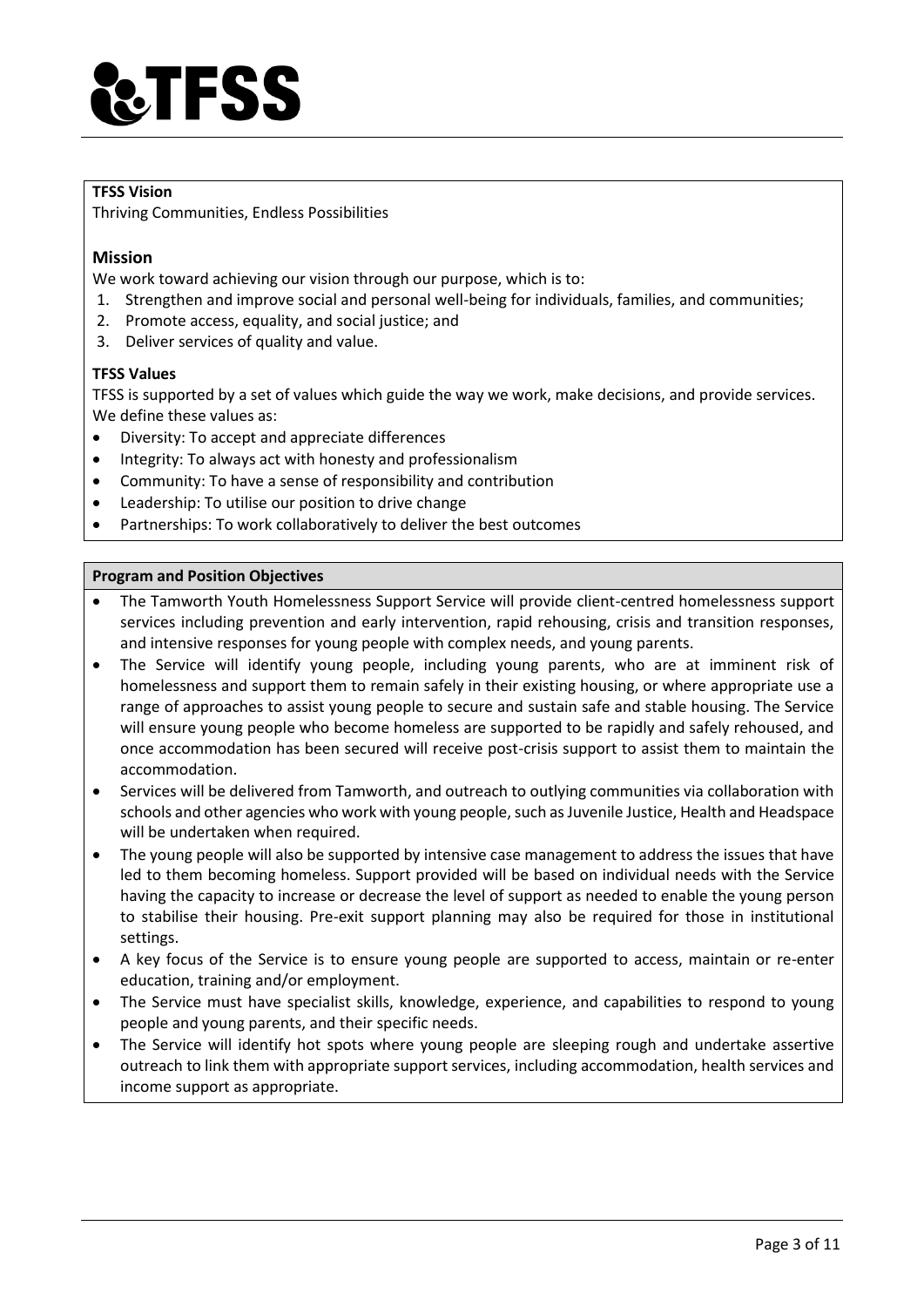**TFSS Vision**

Thriving Communities, Endless Possibilities

## Mission

We work toward achieving our vision through our purpose, which is to:

1. Strengthen and improve social and personal well-being for individuals, families, and communities;
2. Promote access, equality, and social justice; and
3. Deliver services of quality and value.

**TFSS Values**

TFSS is supported by a set of values which guide the way we work, make decisions, and provide services. We define these values as:

- Diversity: To accept and appreciate differences
- Integrity: To always act with honesty and professionalism
- Community: To have a sense of responsibility and contribution
- Leadership: To utilise our position to drive change
- Partnerships: To work collaboratively to deliver the best outcomes

**Program and Position Objectives**

- The Tamworth Youth Homelessness Support Service will provide client-centred homelessness support services including prevention and early intervention, rapid rehousing, crisis and transition responses, and intensive responses for young people with complex needs, and young parents.
- The Service will identify young people, including young parents, who are at imminent risk of homelessness and support them to remain safely in their existing housing, or where appropriate use a range of approaches to assist young people to secure and sustain safe and stable housing. The Service will ensure young people who become homeless are supported to be rapidly and safely rehoused, and once accommodation has been secured will receive post-crisis support to assist them to maintain the accommodation.
- Services will be delivered from Tamworth, and outreach to outlying communities via collaboration with schools and other agencies who work with young people, such as Juvenile Justice, Health and Headspace will be undertaken when required.
- The young people will also be supported by intensive case management to address the issues that have led to them becoming homeless. Support provided will be based on individual needs with the Service having the capacity to increase or decrease the level of support as needed to enable the young person to stabilise their housing. Pre-exit support planning may also be required for those in institutional settings.
- A key focus of the Service is to ensure young people are supported to access, maintain or re-enter education, training and/or employment.
- The Service must have specialist skills, knowledge, experience, and capabilities to respond to young people and young parents, and their specific needs.
- The Service will identify hot spots where young people are sleeping rough and undertake assertive outreach to link them with appropriate support services, including accommodation, health services and income support as appropriate.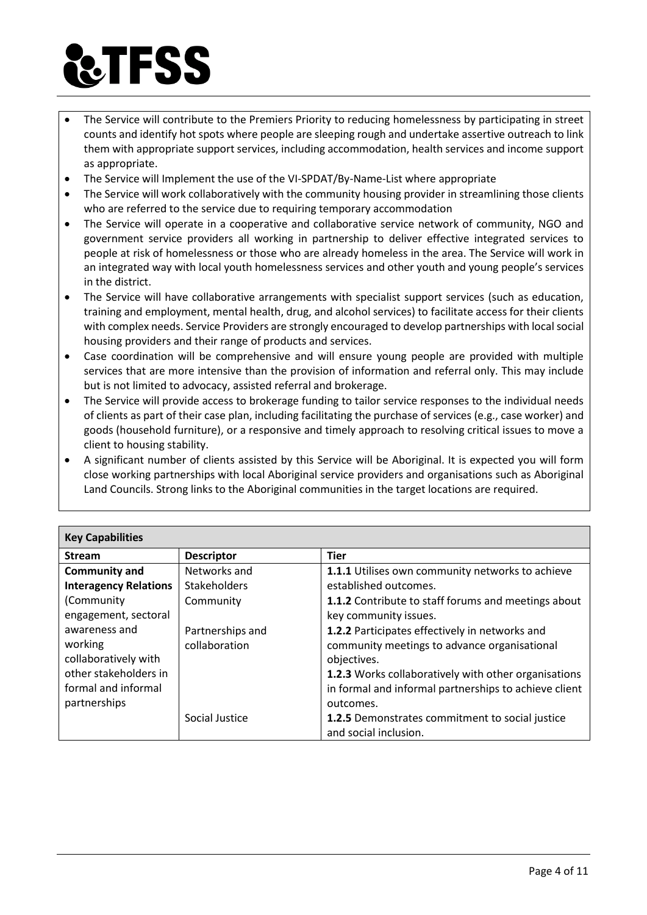- The Service will contribute to the Premiers Priority to reducing homelessness by participating in street counts and identify hot spots where people are sleeping rough and undertake assertive outreach to link them with appropriate support services, including accommodation, health services and income support as appropriate.
- The Service will Implement the use of the VI-SPDAT/By-Name-List where appropriate
- The Service will work collaboratively with the community housing provider in streamlining those clients who are referred to the service due to requiring temporary accommodation
- The Service will operate in a cooperative and collaborative service network of community, NGO and government service providers all working in partnership to deliver effective integrated services to people at risk of homelessness or those who are already homeless in the area. The Service will work in an integrated way with local youth homelessness services and other youth and young people's services in the district.
- The Service will have collaborative arrangements with specialist support services (such as education, training and employment, mental health, drug, and alcohol services) to facilitate access for their clients with complex needs. Service Providers are strongly encouraged to develop partnerships with local social housing providers and their range of products and services.
- Case coordination will be comprehensive and will ensure young people are provided with multiple services that are more intensive than the provision of information and referral only. This may include but is not limited to advocacy, assisted referral and brokerage.
- The Service will provide access to brokerage funding to tailor service responses to the individual needs of clients as part of their case plan, including facilitating the purchase of services (e.g., case worker) and goods (household furniture), or a responsive and timely approach to resolving critical issues to move a client to housing stability.
- A significant number of clients assisted by this Service will be Aboriginal. It is expected you will form close working partnerships with local Aboriginal service providers and organisations such as Aboriginal Land Councils. Strong links to the Aboriginal communities in the target locations are required.

| **Key Capabilities** | | |
|---|---|---|
| **Stream** | **Descriptor** | **Tier** |
| **Community and Interagency Relations** (Community engagement, sectoral awareness and working collaboratively with other stakeholders in formal and informal partnerships | Networks and Stakeholders | **1.1.1** Utilises own community networks to achieve established outcomes. |
| | Community | **1.1.2** Contribute to staff forums and meetings about key community issues. |
| | Partnerships and collaboration | **1.2.2** Participates effectively in networks and community meetings to advance organisational objectives. |
| | | **1.2.3** Works collaboratively with other organisations in formal and informal partnerships to achieve client outcomes. |
| | Social Justice | **1.2.5** Demonstrates commitment to social justice and social inclusion. |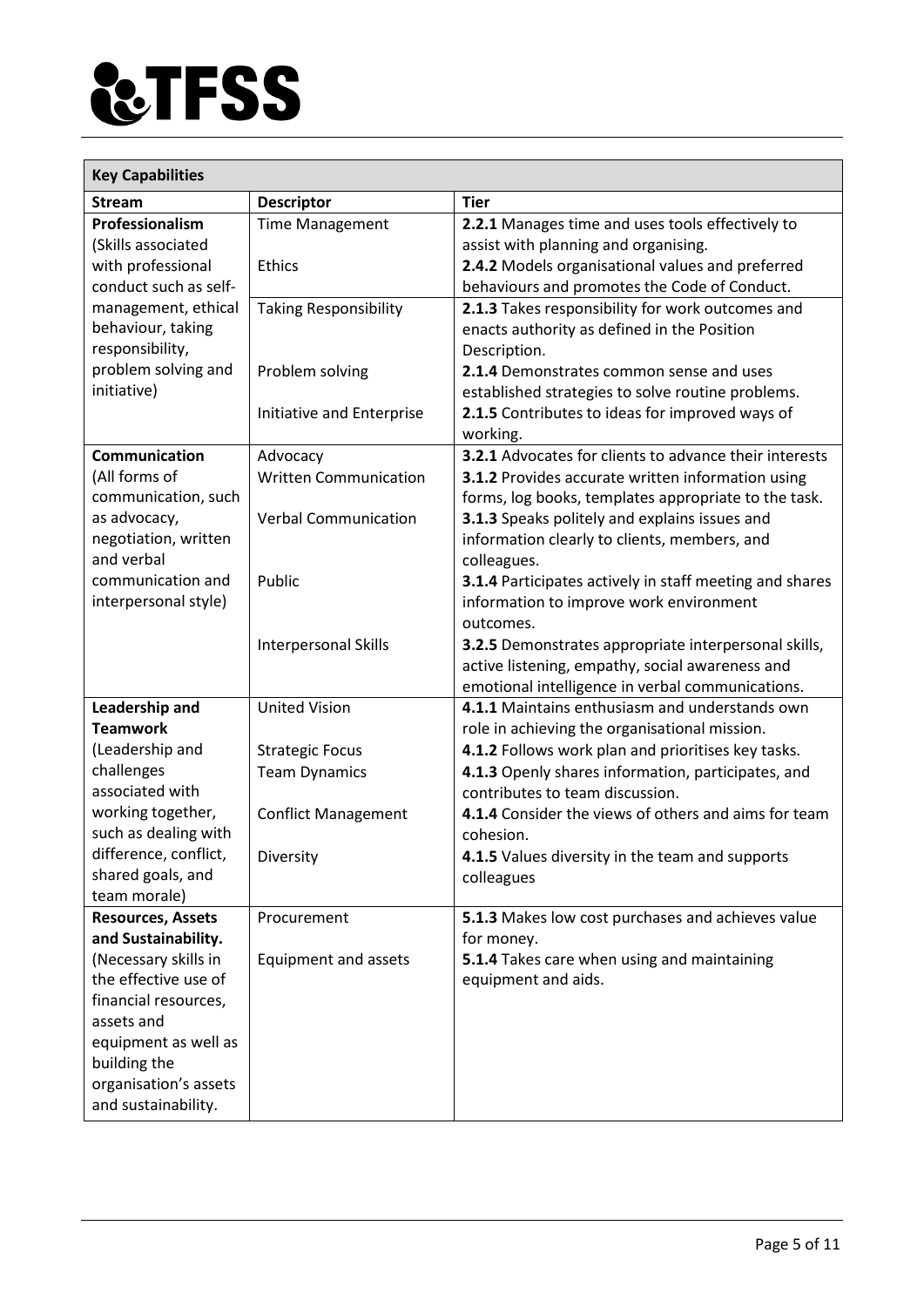| **Key Capabilities** | | |
|---|---|---|
| **Stream** | **Descriptor** | **Tier** |
| **Professionalism** (Skills associated with professional conduct such as self-management, ethical behaviour, taking responsibility, problem solving and initiative) | Time Management | **2.2.1** Manages time and uses tools effectively to assist with planning and organising. |
| | Ethics | **2.4.2** Models organisational values and preferred behaviours and promotes the Code of Conduct. |
| | Taking Responsibility | **2.1.3** Takes responsibility for work outcomes and enacts authority as defined in the Position Description. |
| | Problem solving | **2.1.4** Demonstrates common sense and uses established strategies to solve routine problems. |
| | Initiative and Enterprise | **2.1.5** Contributes to ideas for improved ways of working. |
| **Communication** (All forms of communication, such as advocacy, negotiation, written and verbal communication and interpersonal style) | Advocacy | **3.2.1** Advocates for clients to advance their interests |
| | Written Communication | **3.1.2** Provides accurate written information using forms, log books, templates appropriate to the task. |
| | Verbal Communication | **3.1.3** Speaks politely and explains issues and information clearly to clients, members, and colleagues. |
| | Public | **3.1.4** Participates actively in staff meeting and shares information to improve work environment outcomes. |
| | Interpersonal Skills | **3.2.5** Demonstrates appropriate interpersonal skills, active listening, empathy, social awareness and emotional intelligence in verbal communications. |
| **Leadership and Teamwork** (Leadership and challenges associated with working together, such as dealing with difference, conflict, shared goals, and team morale) | United Vision | **4.1.1** Maintains enthusiasm and understands own role in achieving the organisational mission. |
| | Strategic Focus | **4.1.2** Follows work plan and prioritises key tasks. |
| | Team Dynamics | **4.1.3** Openly shares information, participates, and contributes to team discussion. |
| | Conflict Management | **4.1.4** Consider the views of others and aims for team cohesion. |
| | Diversity | **4.1.5** Values diversity in the team and supports colleagues |
| **Resources, Assets and Sustainability.** (Necessary skills in the effective use of financial resources, assets and equipment as well as building the organisation's assets and sustainability. | Procurement | **5.1.3** Makes low cost purchases and achieves value for money. |
| | Equipment and assets | **5.1.4** Takes care when using and maintaining equipment and aids. |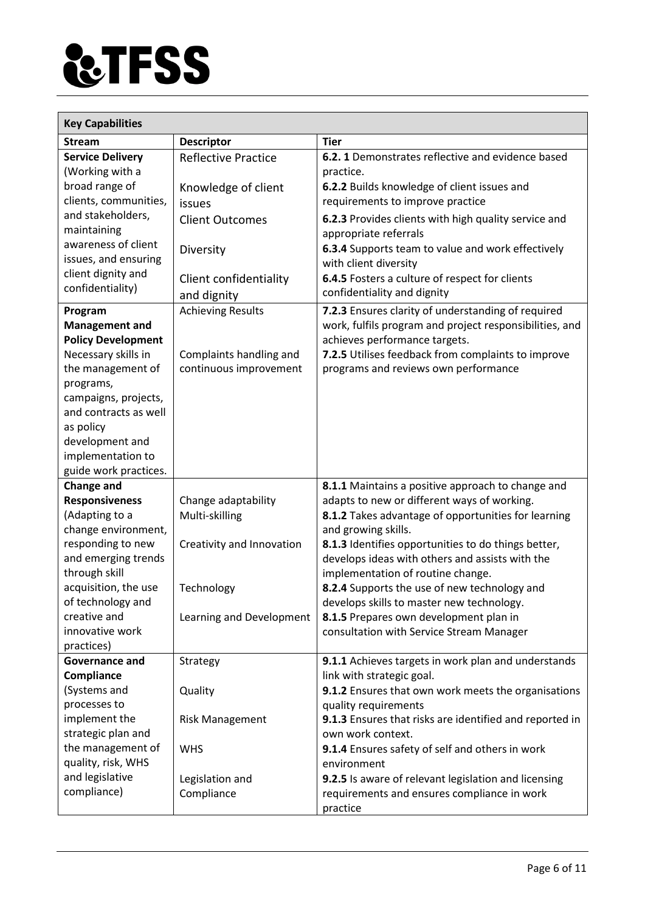| Key Capabilities | | |
|---|---|---|
| **Stream** | **Descriptor** | **Tier** |
| **Service Delivery** (Working with a broad range of clients, communities, and stakeholders, maintaining awareness of client issues, and ensuring client dignity and confidentiality) | Reflective Practice<br><br>Knowledge of client issues<br><br>Client Outcomes<br><br>Diversity<br><br>Client confidentiality and dignity | **6.2. 1** Demonstrates reflective and evidence based practice.<br>**6.2.2** Builds knowledge of client issues and requirements to improve practice<br>**6.2.3** Provides clients with high quality service and appropriate referrals<br>**6.3.4** Supports team to value and work effectively with client diversity<br>**6.4.5** Fosters a culture of respect for clients confidentiality and dignity |
| **Program Management and Policy Development** Necessary skills in the management of programs, campaigns, projects, and contracts as well as policy development and implementation to guide work practices. | Achieving Results<br><br>Complaints handling and continuous improvement | **7.2.3** Ensures clarity of understanding of required work, fulfils program and project responsibilities, and achieves performance targets.<br>**7.2.5** Utilises feedback from complaints to improve programs and reviews own performance |
| **Change and Responsiveness** (Adapting to a change environment, responding to new and emerging trends through skill acquisition, the use of technology and creative and innovative work practices) | Change adaptability<br>Multi-skilling<br><br>Creativity and Innovation<br><br>Technology<br><br>Learning and Development | **8.1.1** Maintains a positive approach to change and adapts to new or different ways of working.<br>**8.1.2** Takes advantage of opportunities for learning and growing skills.<br>**8.1.3** Identifies opportunities to do things better, develops ideas with others and assists with the implementation of routine change.<br>**8.2.4** Supports the use of new technology and develops skills to master new technology.<br>**8.1.5** Prepares own development plan in consultation with Service Stream Manager |
| **Governance and Compliance** (Systems and processes to implement the strategic plan and the management of quality, risk, WHS and legislative compliance) | Strategy<br><br>Quality<br><br>Risk Management<br><br>WHS<br><br>Legislation and Compliance | **9.1.1** Achieves targets in work plan and understands link with strategic goal.<br>**9.1.2** Ensures that own work meets the organisations quality requirements<br>**9.1.3** Ensures that risks are identified and reported in own work context.<br>**9.1.4** Ensures safety of self and others in work environment<br>**9.2.5** Is aware of relevant legislation and licensing requirements and ensures compliance in work practice |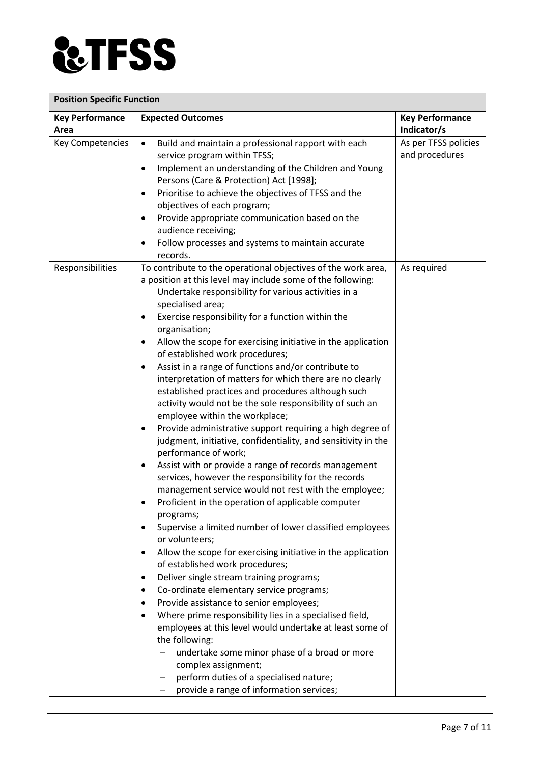| **Position Specific Function** | | |
|---|---|---|
| **Key Performance Area** | **Expected Outcomes** | **Key Performance Indicator/s** |
| Key Competencies | • Build and maintain a professional rapport with each service program within TFSS;<br>• Implement an understanding of the Children and Young Persons (Care & Protection) Act [1998];<br>• Prioritise to achieve the objectives of TFSS and the objectives of each program;<br>• Provide appropriate communication based on the audience receiving;<br>• Follow processes and systems to maintain accurate records. | As per TFSS policies and procedures |
| Responsibilities | To contribute to the operational objectives of the work area, a position at this level may include some of the following:<br>Undertake responsibility for various activities in a specialised area;<br>• Exercise responsibility for a function within the organisation;<br>• Allow the scope for exercising initiative in the application of established work procedures;<br>• Assist in a range of functions and/or contribute to interpretation of matters for which there are no clearly established practices and procedures although such activity would not be the sole responsibility of such an employee within the workplace;<br>• Provide administrative support requiring a high degree of judgment, initiative, confidentiality, and sensitivity in the performance of work;<br>• Assist with or provide a range of records management services, however the responsibility for the records management service would not rest with the employee;<br>• Proficient in the operation of applicable computer programs;<br>• Supervise a limited number of lower classified employees or volunteers;<br>• Allow the scope for exercising initiative in the application of established work procedures;<br>• Deliver single stream training programs;<br>• Co-ordinate elementary service programs;<br>• Provide assistance to senior employees;<br>• Where prime responsibility lies in a specialised field, employees at this level would undertake at least some of the following:<br>– undertake some minor phase of a broad or more complex assignment;<br>– perform duties of a specialised nature;<br>– provide a range of information services; | As required |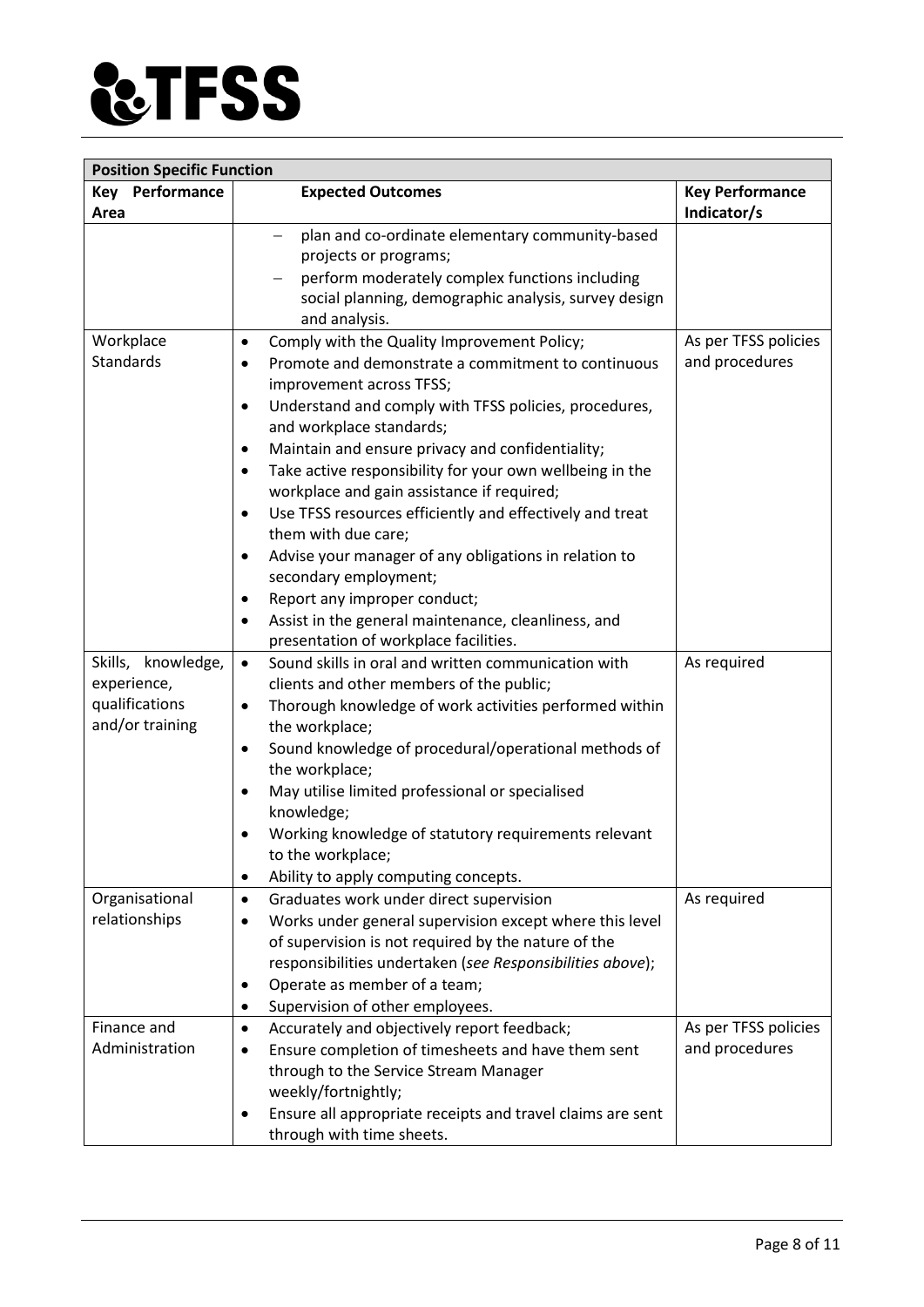| **Position Specific Function** | | |
|---|---|---|
| **Key Performance Area** | **Expected Outcomes** | **Key Performance Indicator/s** |
| | – plan and co-ordinate elementary community-based projects or programs;<br>– perform moderately complex functions including social planning, demographic analysis, survey design and analysis. | |
| Workplace Standards | • Comply with the Quality Improvement Policy;<br>• Promote and demonstrate a commitment to continuous improvement across TFSS;<br>• Understand and comply with TFSS policies, procedures, and workplace standards;<br>• Maintain and ensure privacy and confidentiality;<br>• Take active responsibility for your own wellbeing in the workplace and gain assistance if required;<br>• Use TFSS resources efficiently and effectively and treat them with due care;<br>• Advise your manager of any obligations in relation to secondary employment;<br>• Report any improper conduct;<br>• Assist in the general maintenance, cleanliness, and presentation of workplace facilities. | As per TFSS policies and procedures |
| Skills, knowledge, experience, qualifications and/or training | • Sound skills in oral and written communication with clients and other members of the public;<br>• Thorough knowledge of work activities performed within the workplace;<br>• Sound knowledge of procedural/operational methods of the workplace;<br>• May utilise limited professional or specialised knowledge;<br>• Working knowledge of statutory requirements relevant to the workplace;<br>• Ability to apply computing concepts. | As required |
| Organisational relationships | • Graduates work under direct supervision<br>• Works under general supervision except where this level of supervision is not required by the nature of the responsibilities undertaken (*see Responsibilities above*);<br>• Operate as member of a team;<br>• Supervision of other employees. | As required |
| Finance and Administration | • Accurately and objectively report feedback;<br>• Ensure completion of timesheets and have them sent through to the Service Stream Manager weekly/fortnightly;<br>• Ensure all appropriate receipts and travel claims are sent through with time sheets. | As per TFSS policies and procedures |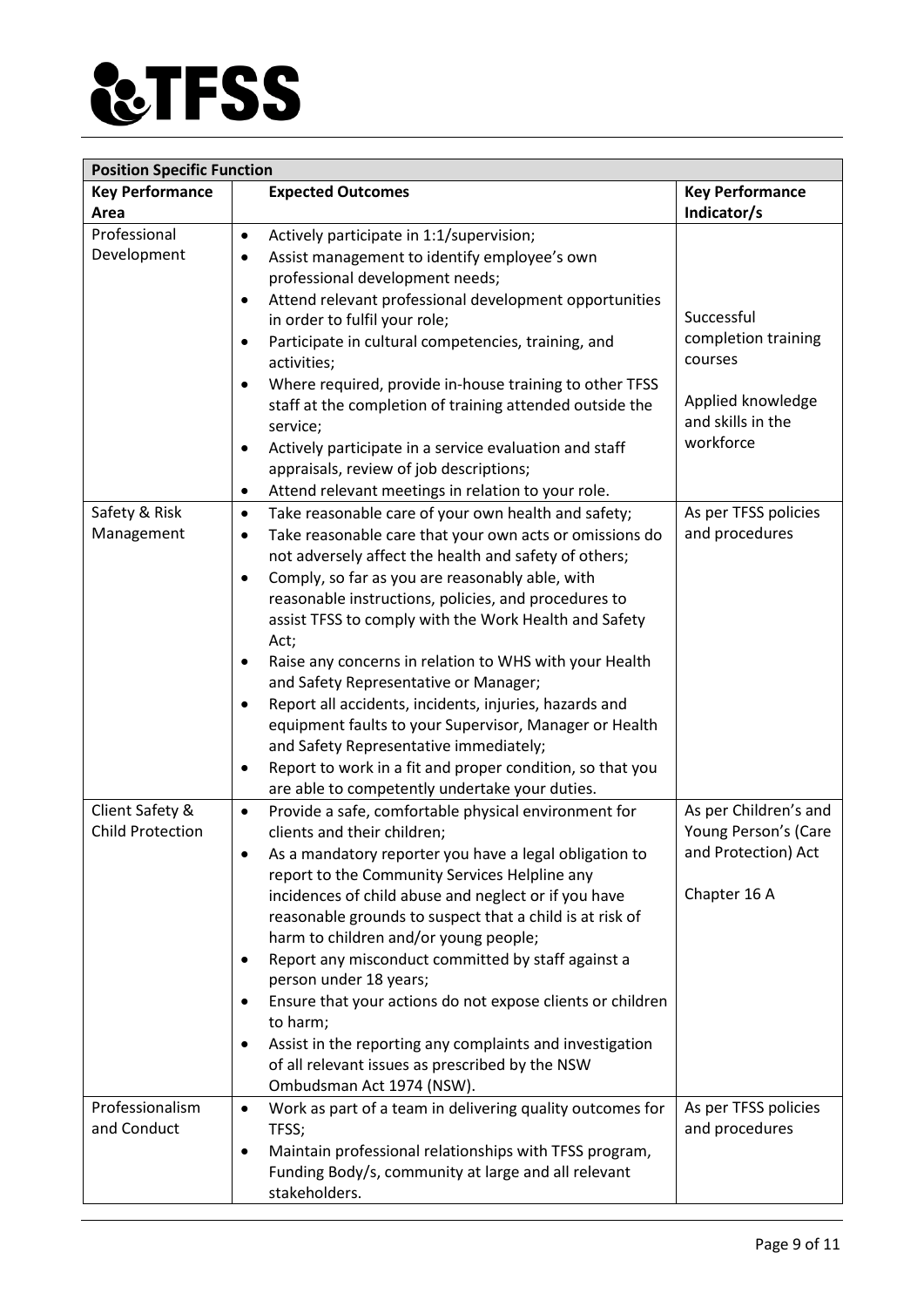| Position Specific Function | | |
|---|---|---|
| **Key Performance Area** | **Expected Outcomes** | **Key Performance Indicator/s** |
| Professional Development | • Actively participate in 1:1/supervision;<br>• Assist management to identify employee's own professional development needs;<br>• Attend relevant professional development opportunities in order to fulfil your role;<br>• Participate in cultural competencies, training, and activities;<br>• Where required, provide in-house training to other TFSS staff at the completion of training attended outside the service;<br>• Actively participate in a service evaluation and staff appraisals, review of job descriptions;<br>• Attend relevant meetings in relation to your role. | Successful completion training courses<br><br>Applied knowledge and skills in the workforce |
| Safety & Risk Management | • Take reasonable care of your own health and safety;<br>• Take reasonable care that your own acts or omissions do not adversely affect the health and safety of others;<br>• Comply, so far as you are reasonably able, with reasonable instructions, policies, and procedures to assist TFSS to comply with the Work Health and Safety Act;<br>• Raise any concerns in relation to WHS with your Health and Safety Representative or Manager;<br>• Report all accidents, incidents, injuries, hazards and equipment faults to your Supervisor, Manager or Health and Safety Representative immediately;<br>• Report to work in a fit and proper condition, so that you are able to competently undertake your duties. | As per TFSS policies and procedures |
| Client Safety & Child Protection | • Provide a safe, comfortable physical environment for clients and their children;<br>• As a mandatory reporter you have a legal obligation to report to the Community Services Helpline any incidences of child abuse and neglect or if you have reasonable grounds to suspect that a child is at risk of harm to children and/or young people;<br>• Report any misconduct committed by staff against a person under 18 years;<br>• Ensure that your actions do not expose clients or children to harm;<br>• Assist in the reporting any complaints and investigation of all relevant issues as prescribed by the NSW Ombudsman Act 1974 (NSW). | As per Children's and Young Person's (Care and Protection) Act<br><br>Chapter 16 A |
| Professionalism and Conduct | • Work as part of a team in delivering quality outcomes for TFSS;<br>• Maintain professional relationships with TFSS program, Funding Body/s, community at large and all relevant stakeholders. | As per TFSS policies and procedures |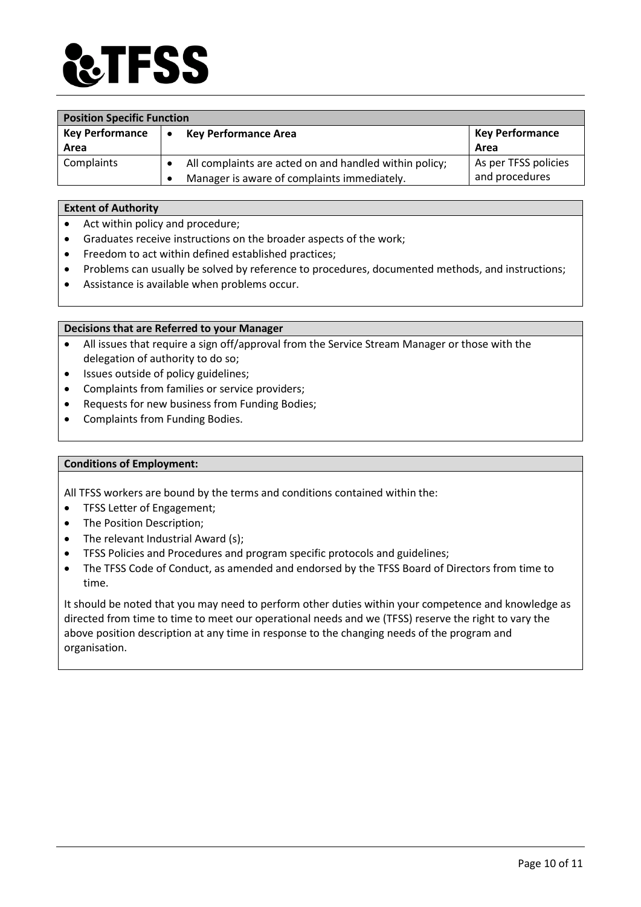| Position Specific Function | | |
|---|---|---|
| **Key Performance Area** | • **Key Performance Area** | **Key Performance Area** |
| Complaints | • All complaints are acted on and handled within policy;<br>• Manager is aware of complaints immediately. | As per TFSS policies and procedures |

**Extent of Authority**

- Act within policy and procedure;
- Graduates receive instructions on the broader aspects of the work;
- Freedom to act within defined established practices;
- Problems can usually be solved by reference to procedures, documented methods, and instructions;
- Assistance is available when problems occur.

**Decisions that are Referred to your Manager**

- All issues that require a sign off/approval from the Service Stream Manager or those with the delegation of authority to do so;
- Issues outside of policy guidelines;
- Complaints from families or service providers;
- Requests for new business from Funding Bodies;
- Complaints from Funding Bodies.

**Conditions of Employment:**

All TFSS workers are bound by the terms and conditions contained within the:

- TFSS Letter of Engagement;
- The Position Description;
- The relevant Industrial Award (s);
- TFSS Policies and Procedures and program specific protocols and guidelines;
- The TFSS Code of Conduct, as amended and endorsed by the TFSS Board of Directors from time to time.

It should be noted that you may need to perform other duties within your competence and knowledge as directed from time to time to meet our operational needs and we (TFSS) reserve the right to vary the above position description at any time in response to the changing needs of the program and organisation.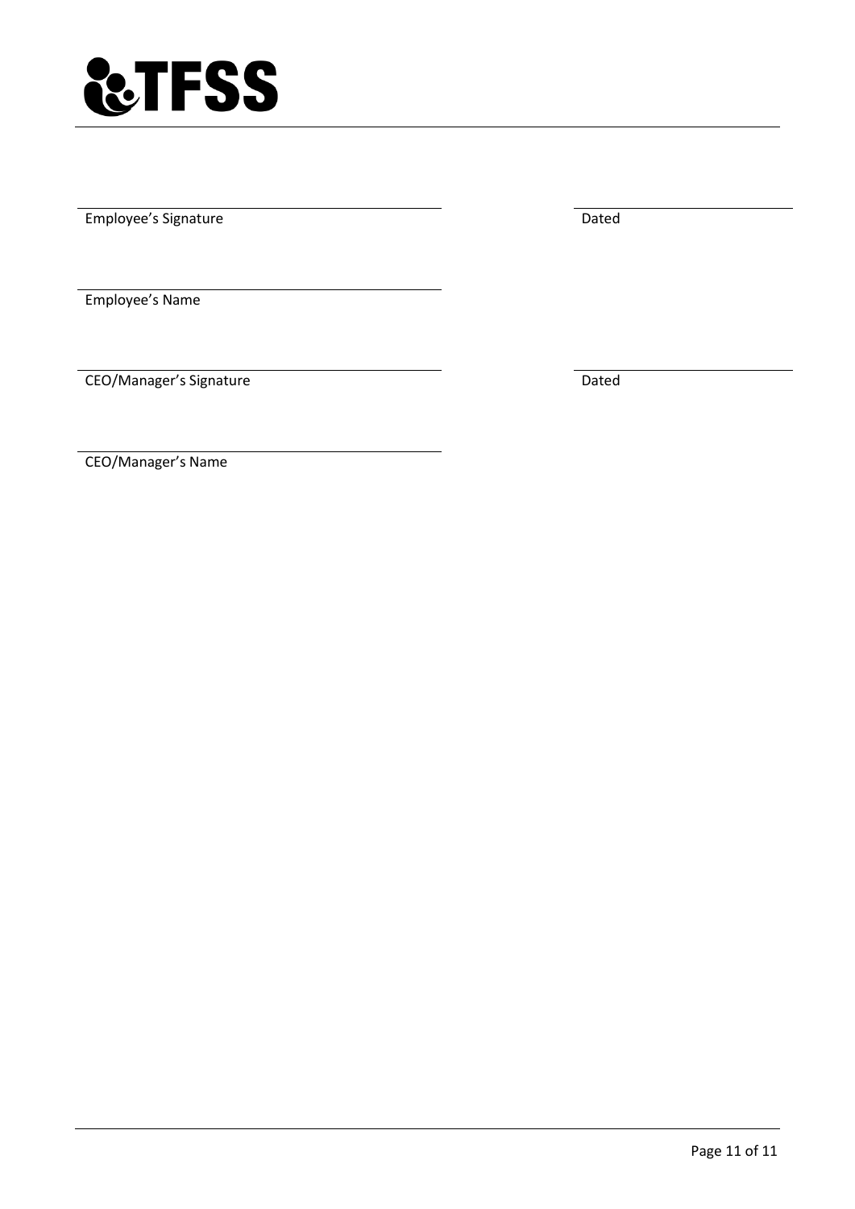Employee's Signature Dated

Employee's Name

CEO/Manager's Signature Dated

CEO/Manager's Name